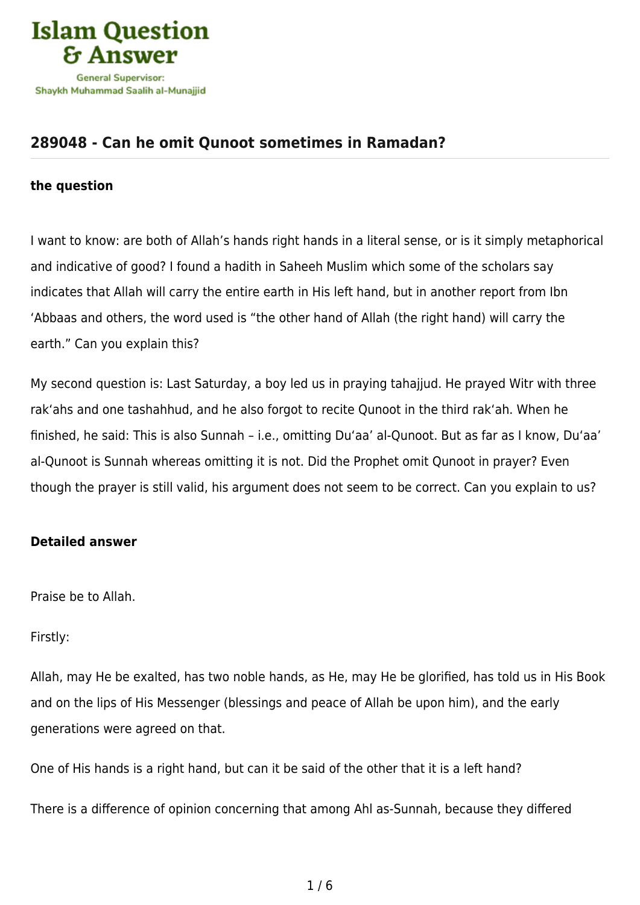## 289048 - Can he omit Qunoot sometimes in Ramadan?

### the question

I want to know: are both of Allah's hands right hands in a literal sense, or is it simply metaphorical and indicative of good? I found a hadith in Saheeh Muslim which some of the scholars say indicates that Allah will carry the entire earth in His left hand, but in another report from Ibn 'Abbaas and others, the word used is "the other hand of Allah (the right hand) will carry the earth." Can you explain this?

My second question is: Last Saturday, a boy led us in praying tahajjud. He prayed Witr with three rak'ahs and one tashahhud, and he also forgot to recite Qunoot in the third rak'ah. When he finished, he said: This is also Sunnah – i.e., omitting Du'aa' al-Qunoot. But as far as I know, Du'aa' al-Qunoot is Sunnah whereas omitting it is not. Did the Prophet omit Qunoot in prayer? Even though the prayer is still valid, his argument does not seem to be correct. Can you explain to us?

### Detailed answer

Praise be to Allah.

Firstly:

Allah, may He be exalted, has two noble hands, as He, may He be glorified, has told us in His Book and on the lips of His Messenger (blessings and peace of Allah be upon him), and the early generations were agreed on that.

One of His hands is a right hand, but can it be said of the other that it is a left hand?

There is a difference of opinion concerning that among Ahl as-Sunnah, because they differed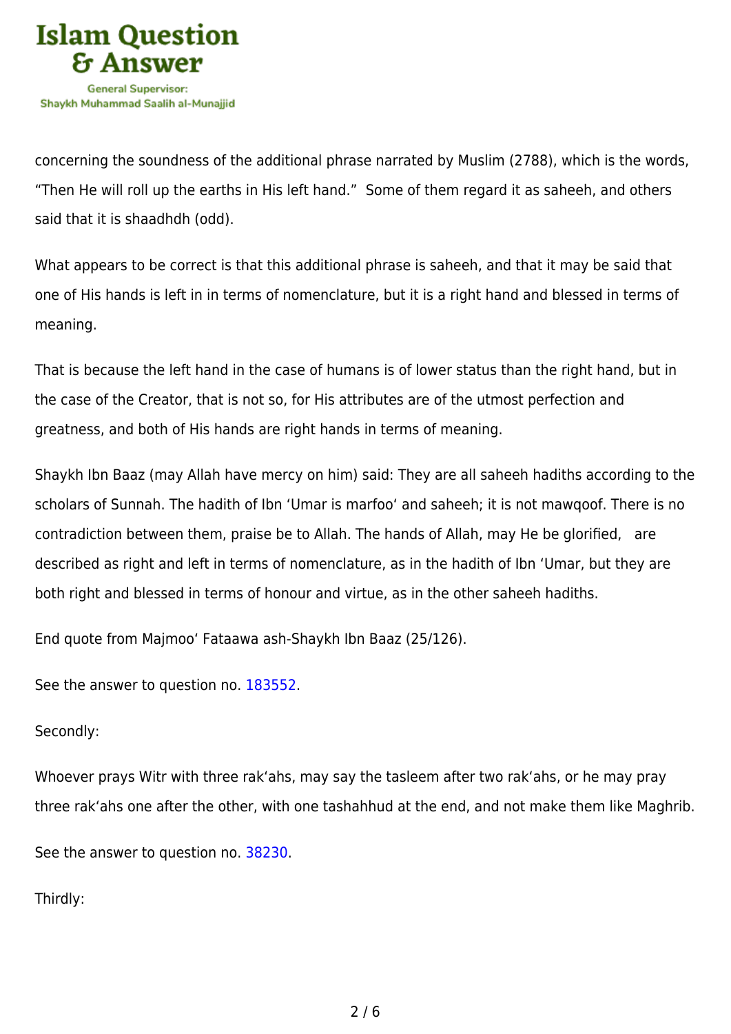concerning the soundness of the additional phrase narrated by Muslim (2788), which is the words, "Then He will roll up the earths in His left hand." Some of them regard it as saheeh, and others said that it is shaadhdh (odd).

What appears to be correct is that this additional phrase is saheeh, and that it may be said that one of His hands is left in in terms of nomenclature, but it is a right hand and blessed in terms of meaning.

That is because the left hand in the case of humans is of lower status than the right hand, but in the case of the Creator, that is not so, for His attributes are of the utmost perfection and greatness, and both of His hands are right hands in terms of meaning.

Shaykh Ibn Baaz (may Allah have mercy on him) said: They are all saheeh hadiths according to the scholars of Sunnah. The hadith of Ibn 'Umar is marfoo' and saheeh; it is not mawqoof. There is no contradiction between them, praise be to Allah. The hands of Allah, may He be glorified, are described as right and left in terms of nomenclature, as in the hadith of Ibn 'Umar, but they are both right and blessed in terms of honour and virtue, as in the other saheeh hadiths.

End quote from Majmoo' Fataawa ash-Shaykh Ibn Baaz (25/126).

See the answer to question no. 183552.

Secondly:

Whoever prays Witr with three rak'ahs, may say the tasleem after two rak'ahs, or he may pray three rak'ahs one after the other, with one tashahhud at the end, and not make them like Maghrib.

See the answer to question no. 38230.

Thirdly: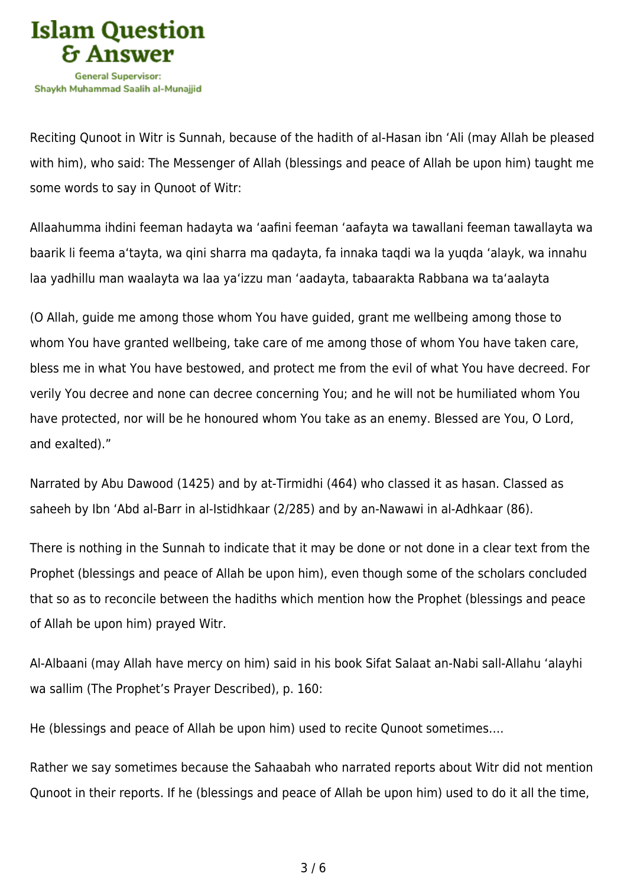Reciting Qunoot in Witr is Sunnah, because of the hadith of al-Hasan ibn ‘Ali (may Allah be pleased with him), who said: The Messenger of Allah (blessings and peace of Allah be upon him) taught me some words to say in Qunoot of Witr:

Allaahumma ihdini feeman hadayta wa ‘aafini feeman ‘aafayta wa tawallani feeman tawallayta wa baarik li feema a‘tayta, wa qini sharra ma qadayta, fa innaka taqdi wa la yuqda ‘alayk, wa innahu laa yadhillu man waalayta wa laa ya‘izzu man ‘aadayta, tabaarakta Rabbana wa ta‘aalayta

(O Allah, guide me among those whom You have guided, grant me wellbeing among those to whom You have granted wellbeing, take care of me among those of whom You have taken care, bless me in what You have bestowed, and protect me from the evil of what You have decreed. For verily You decree and none can decree concerning You; and he will not be humiliated whom You have protected, nor will be he honoured whom You take as an enemy. Blessed are You, O Lord, and exalted).”

Narrated by Abu Dawood (1425) and by at-Tirmidhi (464) who classed it as hasan. Classed as saheeh by Ibn ‘Abd al-Barr in al-Istidhkaar (2/285) and by an-Nawawi in al-Adhkaar (86).

There is nothing in the Sunnah to indicate that it may be done or not done in a clear text from the Prophet (blessings and peace of Allah be upon him), even though some of the scholars concluded that so as to reconcile between the hadiths which mention how the Prophet (blessings and peace of Allah be upon him) prayed Witr.

Al-Albaani (may Allah have mercy on him) said in his book Sifat Salaat an-Nabi sall-Allahu ‘alayhi wa sallim (The Prophet’s Prayer Described), p. 160:

He (blessings and peace of Allah be upon him) used to recite Qunoot sometimes….

Rather we say sometimes because the Sahaabah who narrated reports about Witr did not mention Qunoot in their reports. If he (blessings and peace of Allah be upon him) used to do it all the time,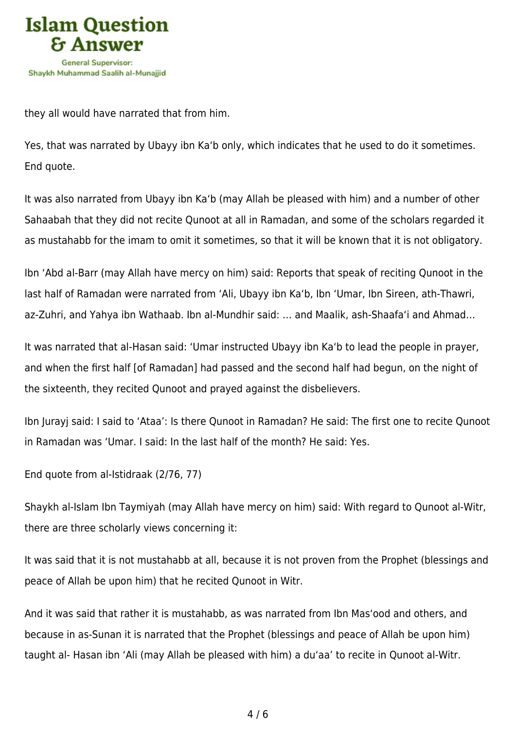they all would have narrated that from him.

Yes, that was narrated by Ubayy ibn Ka‘b only, which indicates that he used to do it sometimes. End quote.

It was also narrated from Ubayy ibn Ka‘b (may Allah be pleased with him) and a number of other Sahaabah that they did not recite Qunoot at all in Ramadan, and some of the scholars regarded it as mustahabb for the imam to omit it sometimes, so that it will be known that it is not obligatory.

Ibn ‘Abd al-Barr (may Allah have mercy on him) said: Reports that speak of reciting Qunoot in the last half of Ramadan were narrated from ‘Ali, Ubayy ibn Ka‘b, Ibn ‘Umar, Ibn Sireen, ath-Thawri, az-Zuhri, and Yahya ibn Wathaab. Ibn al-Mundhir said: … and Maalik, ash-Shaafa‘i and Ahmad…

It was narrated that al-Hasan said: ‘Umar instructed Ubayy ibn Ka‘b to lead the people in prayer, and when the first half [of Ramadan] had passed and the second half had begun, on the night of the sixteenth, they recited Qunoot and prayed against the disbelievers.

Ibn Jurayj said: I said to ‘Ataa’: Is there Qunoot in Ramadan? He said: The first one to recite Qunoot in Ramadan was ‘Umar. I said: In the last half of the month? He said: Yes.

End quote from al-Istidraak (2/76, 77)

Shaykh al-Islam Ibn Taymiyah (may Allah have mercy on him) said: With regard to Qunoot al-Witr, there are three scholarly views concerning it:

It was said that it is not mustahabb at all, because it is not proven from the Prophet (blessings and peace of Allah be upon him) that he recited Qunoot in Witr.

And it was said that rather it is mustahabb, as was narrated from Ibn Mas‘ood and others, and because in as-Sunan it is narrated that the Prophet (blessings and peace of Allah be upon him) taught al- Hasan ibn ‘Ali (may Allah be pleased with him) a du‘aa’ to recite in Qunoot al-Witr.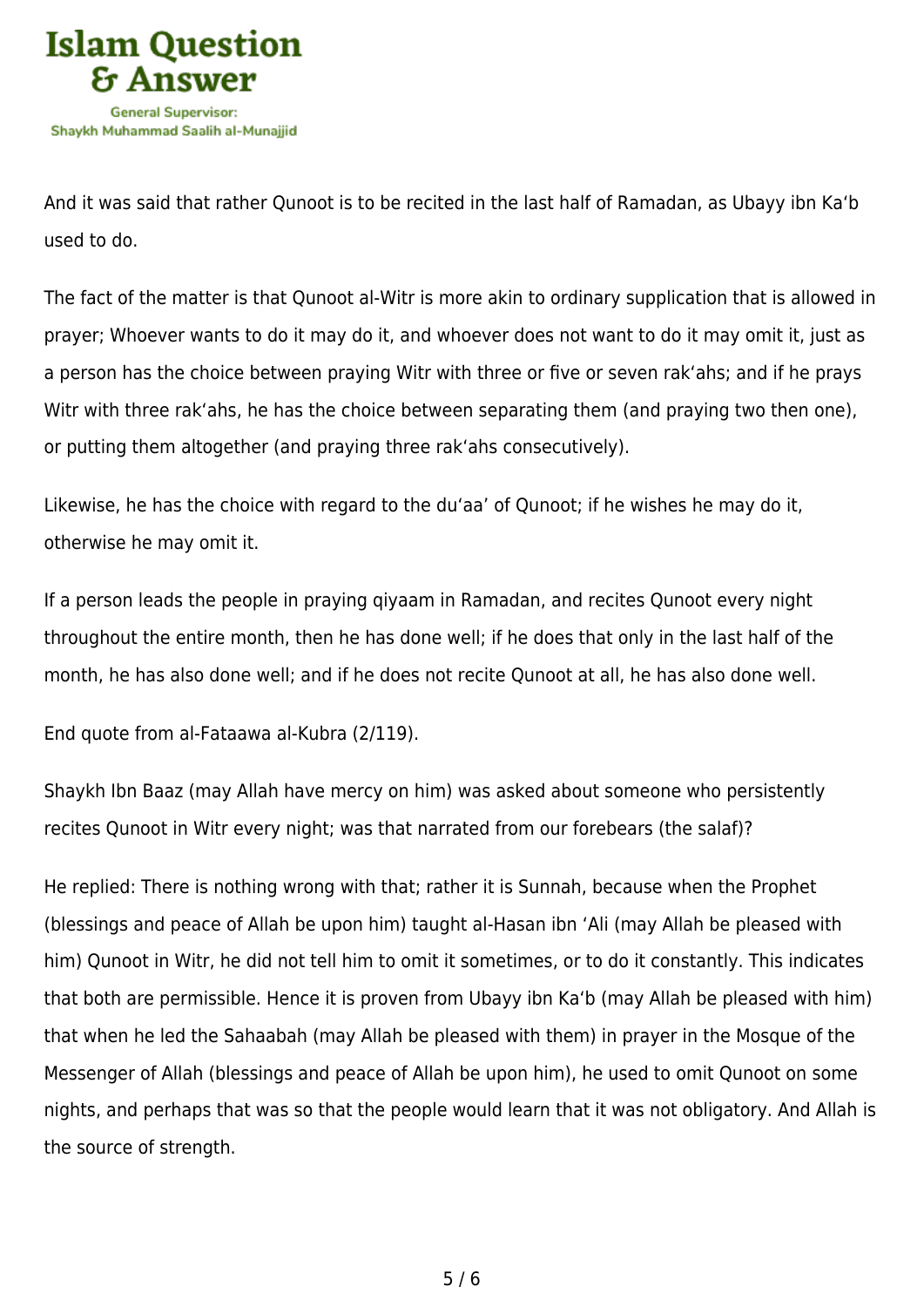And it was said that rather Qunoot is to be recited in the last half of Ramadan, as Ubayy ibn Ka‘b used to do.

The fact of the matter is that Qunoot al-Witr is more akin to ordinary supplication that is allowed in prayer; Whoever wants to do it may do it, and whoever does not want to do it may omit it, just as a person has the choice between praying Witr with three or five or seven rak‘ahs; and if he prays Witr with three rak‘ahs, he has the choice between separating them (and praying two then one), or putting them altogether (and praying three rak‘ahs consecutively).

Likewise, he has the choice with regard to the du‘aa’ of Qunoot; if he wishes he may do it, otherwise he may omit it.

If a person leads the people in praying qiyaam in Ramadan, and recites Qunoot every night throughout the entire month, then he has done well; if he does that only in the last half of the month, he has also done well; and if he does not recite Qunoot at all, he has also done well.

End quote from al-Fataawa al-Kubra (2/119).

Shaykh Ibn Baaz (may Allah have mercy on him) was asked about someone who persistently recites Qunoot in Witr every night; was that narrated from our forebears (the salaf)?

He replied: There is nothing wrong with that; rather it is Sunnah, because when the Prophet (blessings and peace of Allah be upon him) taught al-Hasan ibn ‘Ali (may Allah be pleased with him) Qunoot in Witr, he did not tell him to omit it sometimes, or to do it constantly. This indicates that both are permissible. Hence it is proven from Ubayy ibn Ka‘b (may Allah be pleased with him) that when he led the Sahaabah (may Allah be pleased with them) in prayer in the Mosque of the Messenger of Allah (blessings and peace of Allah be upon him), he used to omit Qunoot on some nights, and perhaps that was so that the people would learn that it was not obligatory. And Allah is the source of strength.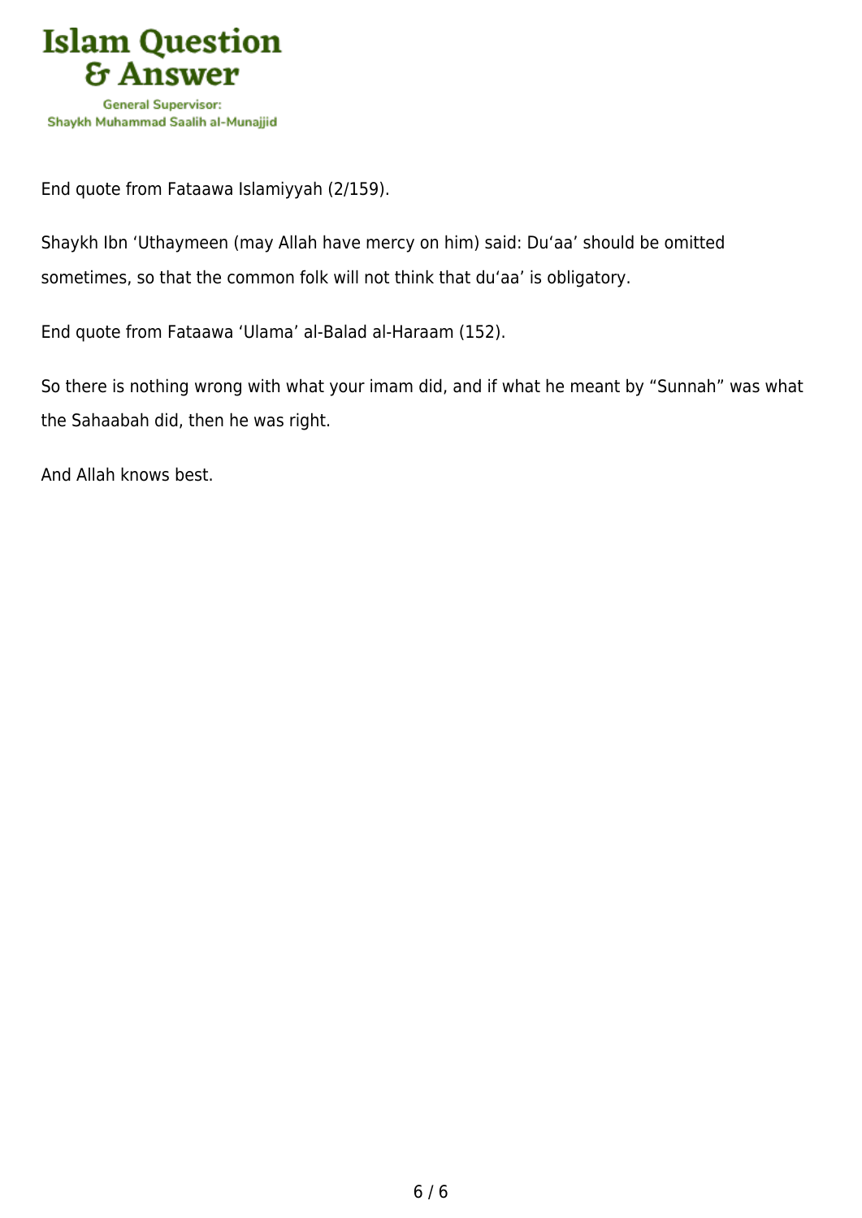End quote from Fataawa Islamiyyah (2/159).

Shaykh Ibn 'Uthaymeen (may Allah have mercy on him) said: Du'aa' should be omitted sometimes, so that the common folk will not think that du'aa' is obligatory.

End quote from Fataawa 'Ulama' al-Balad al-Haraam (152).

So there is nothing wrong with what your imam did, and if what he meant by "Sunnah" was what the Sahaabah did, then he was right.

And Allah knows best.